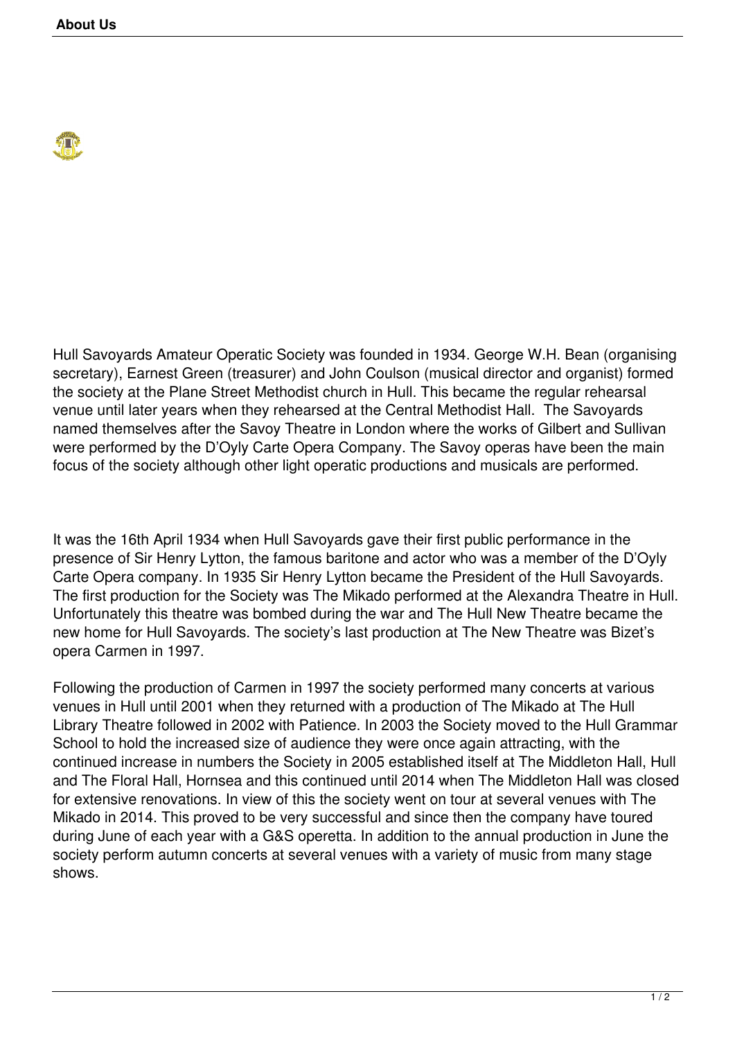# About Us

Hull Savoyards Amateur Operatic Society was founded in 1934. George W.H. Bean (organising secretary), Earnest Green (treasurer) and John Coulson (musical director and organist) formed the society at the Plane Street Methodist church in Hull. This became the regular rehearsal venue until later years when they rehearsed at the Central Methodist Hall. The Savoyards named themselves after the Savoy Theatre in London where the works of Gilbert and Sullivan were performed by the D'Oyly Carte Opera Company. The Savoy operas have been the main focus of the society although other light operatic productions and musicals are performed.

It was the 16th April 1934 when Hull Savoyards gave their first public performance in the presence of Sir Henry Lytton, the famous baritone and actor who was a member of the D'Oyly Carte Opera company. In 1935 Sir Henry Lytton became the President of the Hull Savoyards. The first production for the Society was The Mikado performed at the Alexandra Theatre in Hull. Unfortunately this theatre was bombed during the war and The Hull New Theatre became the new home for Hull Savoyards. The society's last production at The New Theatre was Bizet's opera Carmen in 1997.

Following the production of Carmen in 1997 the society performed many concerts at various venues in Hull until 2001 when they returned with a production of The Mikado at The Hull Library Theatre followed in 2002 with Patience. In 2003 the Society moved to the Hull Grammar School to hold the increased size of audience they were once again attracting, with the continued increase in numbers the Society in 2005 established itself at The Middleton Hall, Hull and The Floral Hall, Hornsea and this continued until 2014 when The Middleton Hall was closed for extensive renovations. In view of this the society went on tour at several venues with The Mikado in 2014. This proved to be very successful and since then the company have toured during June of each year with a G&S operetta. In addition to the annual production in June the society perform autumn concerts at several venues with a variety of music from many stage shows.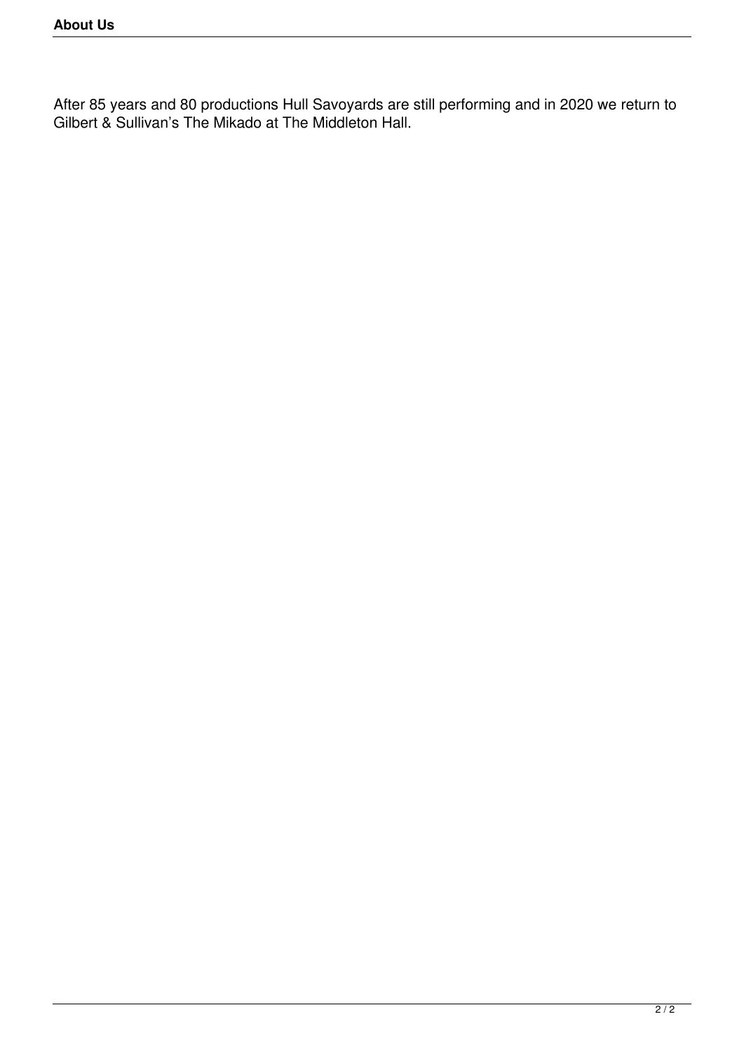After 85 years and 80 productions Hull Savoyards are still performing and in 2020 we return to Gilbert & Sullivan's The Mikado at The Middleton Hall.